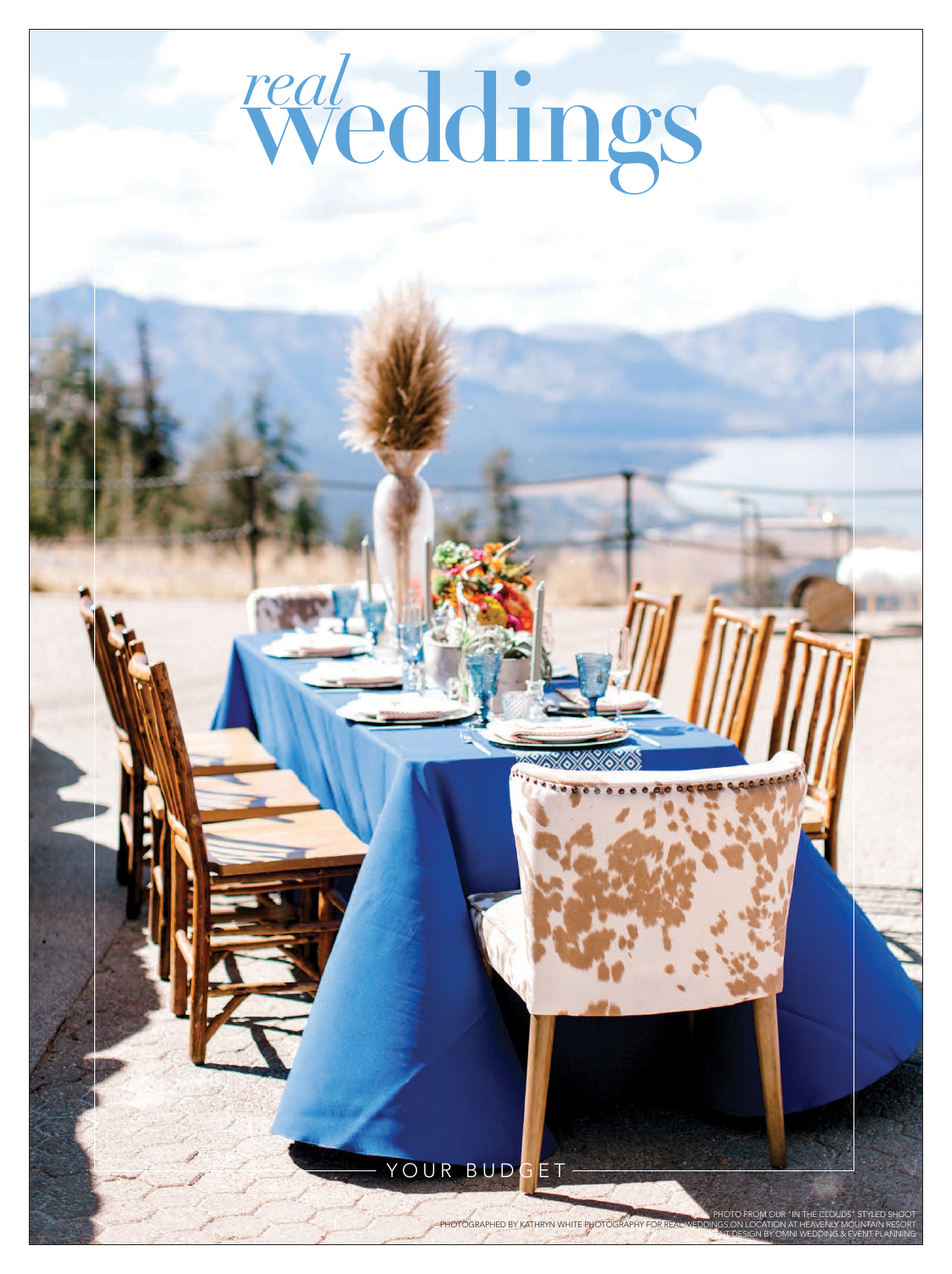# *real* weddings

YOUR BUDGET

PHOTO FROM OUR "IN THE CLOUDS" STYLED SHOOT
PHOTOGRAPHED BY KATHRYN WHITE PHOTOGRAPHY FOR REAL WEDDINGS ON LOCATION AT HEAVENLY MOUNTAIN RESORT
EVENT DESIGN BY OMNI WEDDING & EVENT PLANNING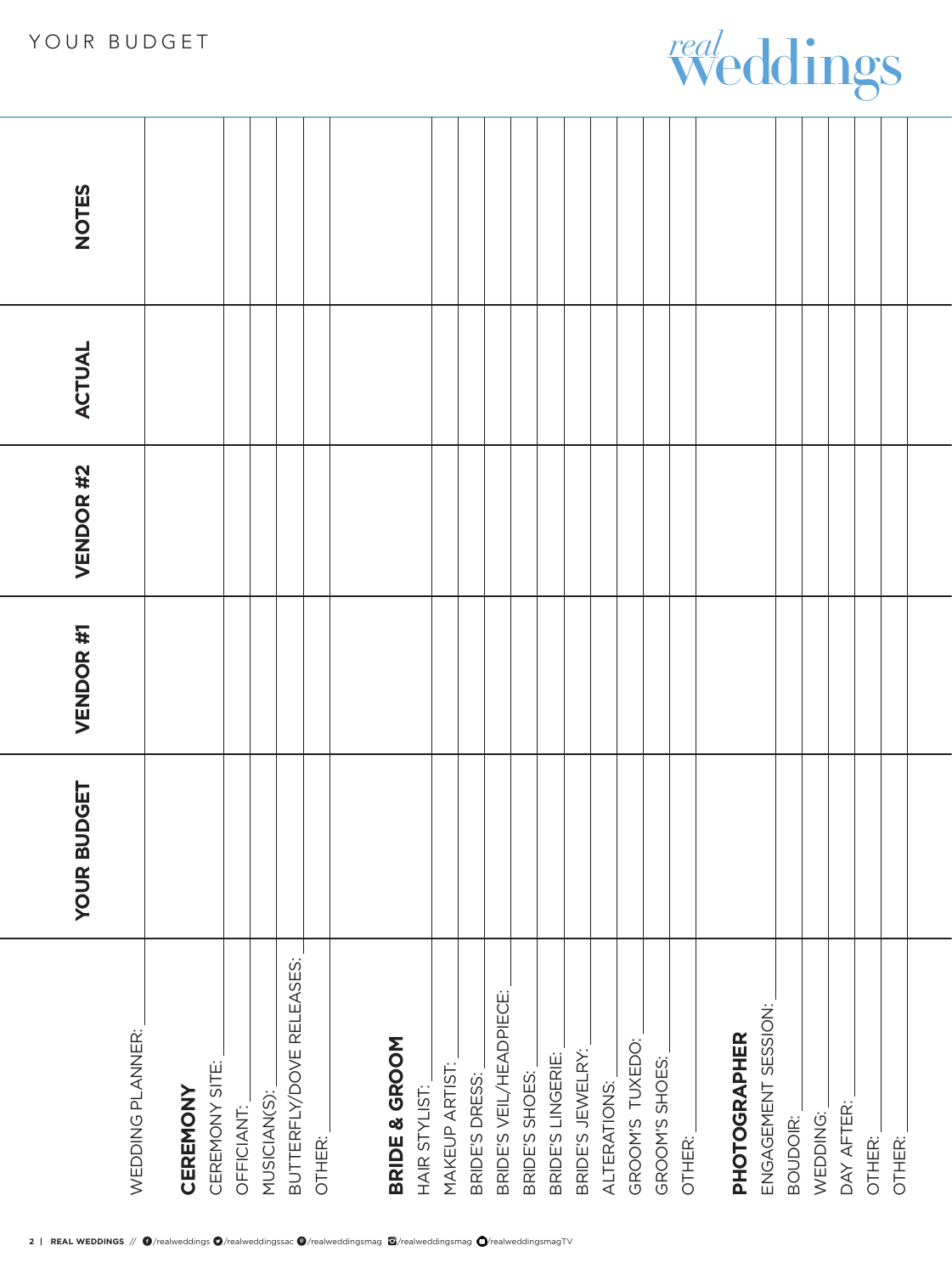# YOUR BUDGET

| | YOUR BUDGET | VENDOR #1 | VENDOR #2 | ACTUAL | NOTES |
|---|---|---|---|---|---|
| WEDDING PLANNER: | | | | | |
| **CEREMONY** | | | | | |
| CEREMONY SITE: | | | | | |
| OFFICIANT: | | | | | |
| MUSICIAN(S): | | | | | |
| BUTTERFLY/DOVE RELEASES: | | | | | |
| OTHER: | | | | | |
| **BRIDE & GROOM** | | | | | |
| HAIR STYLIST: | | | | | |
| MAKEUP ARTIST: | | | | | |
| BRIDE'S DRESS: | | | | | |
| BRIDE'S VEIL/HEADPIECE: | | | | | |
| BRIDE'S SHOES: | | | | | |
| BRIDE'S LINGERIE: | | | | | |
| BRIDE'S JEWELRY: | | | | | |
| ALTERATIONS: | | | | | |
| GROOM'S TUXEDO: | | | | | |
| GROOM'S SHOES: | | | | | |
| OTHER: | | | | | |
| **PHOTOGRAPHER** | | | | | |
| ENGAGEMENT SESSION: | | | | | |
| BOUDOIR: | | | | | |
| WEDDING: | | | | | |
| DAY AFTER: | | | | | |
| OTHER: | | | | | |
| OTHER: | | | | | |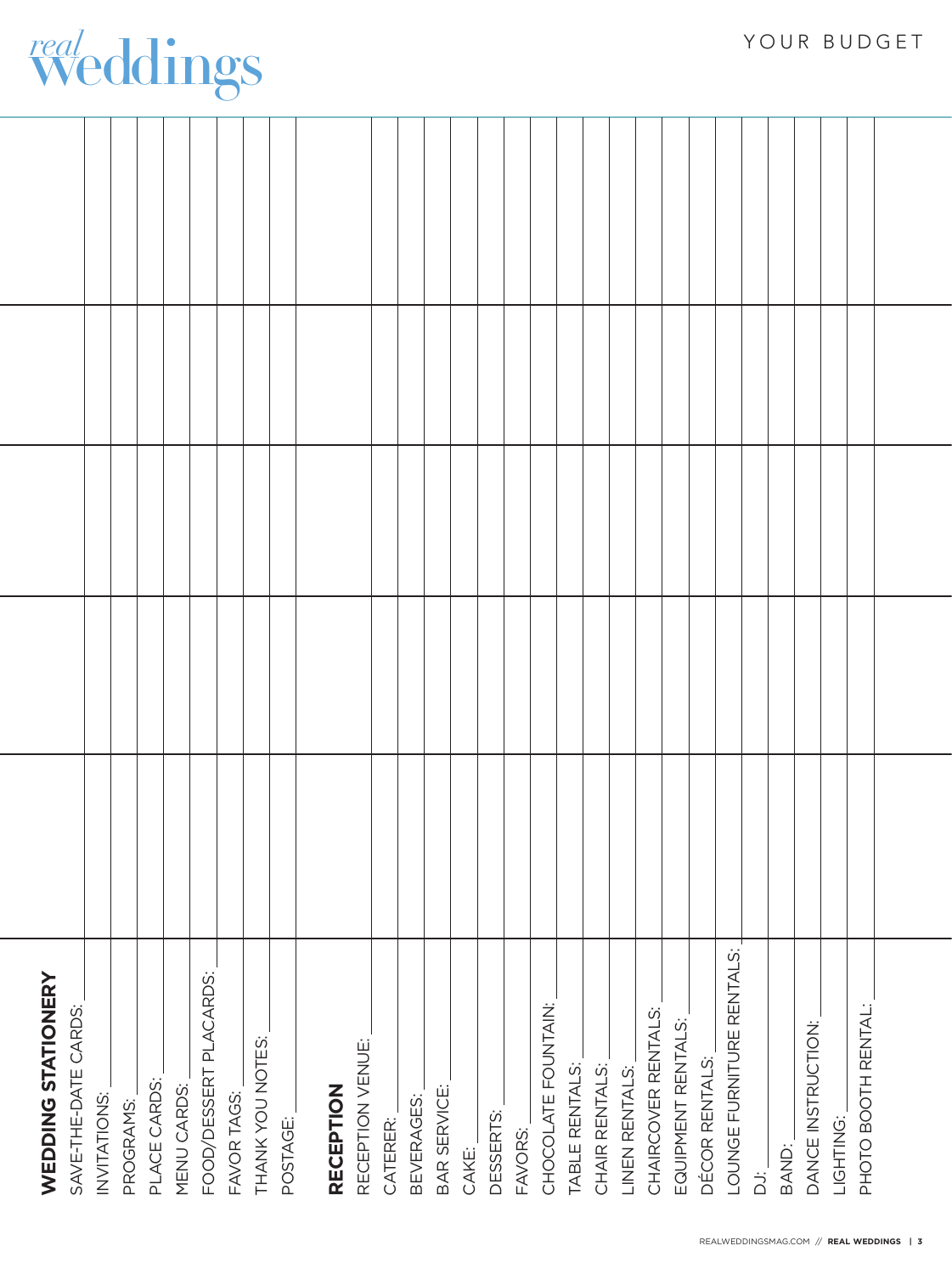# YOUR BUDGET

| **WEDDING STATIONERY** | | | | | |
|---|---|---|---|---|---|
| SAVE-THE-DATE CARDS: | | | | | |
| INVITATIONS: | | | | | |
| PROGRAMS: | | | | | |
| PLACE CARDS: | | | | | |
| MENU CARDS: | | | | | |
| FOOD/DESSERT PLACARDS: | | | | | |
| FAVOR TAGS: | | | | | |
| THANK YOU NOTES: | | | | | |
| POSTAGE: | | | | | |
| **RECEPTION** | | | | | |
| RECEPTION VENUE: | | | | | |
| CATERER: | | | | | |
| BEVERAGES: | | | | | |
| BAR SERVICE: | | | | | |
| CAKE: | | | | | |
| DESSERTS: | | | | | |
| FAVORS: | | | | | |
| CHOCOLATE FOUNTAIN: | | | | | |
| TABLE RENTALS: | | | | | |
| CHAIR RENTALS: | | | | | |
| LINEN RENTALS: | | | | | |
| CHAIRCOVER RENTALS: | | | | | |
| EQUIPMENT RENTALS: | | | | | |
| DÉCOR RENTALS: | | | | | |
| LOUNGE FURNITURE RENTALS: | | | | | |
| DJ: | | | | | |
| BAND: | | | | | |
| DANCE INSTRUCTION: | | | | | |
| LIGHTING: | | | | | |
| PHOTO BOOTH RENTAL: | | | | | |
| | | | | | |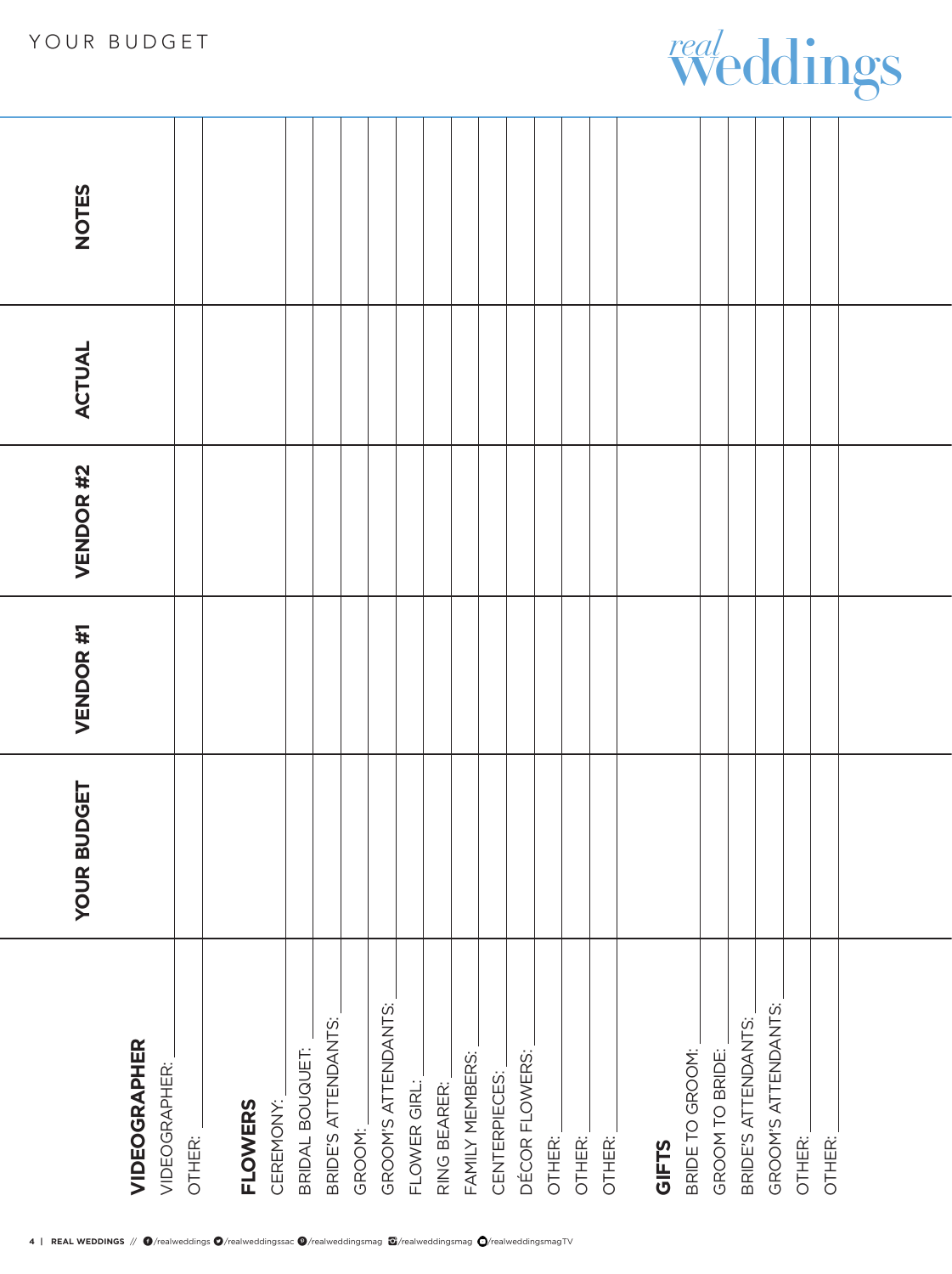# YOUR BUDGET

| | YOUR BUDGET | VENDOR #1 | VENDOR #2 | ACTUAL | NOTES |
|---|---|---|---|---|---|
| **VIDEOGRAPHER** | | | | | |
| VIDEOGRAPHER: | | | | | |
| OTHER: | | | | | |
| **FLOWERS** | | | | | |
| CEREMONY: | | | | | |
| BRIDAL BOUQUET: | | | | | |
| BRIDE'S ATTENDANTS: | | | | | |
| GROOM: | | | | | |
| GROOM'S ATTENDANTS: | | | | | |
| FLOWER GIRL: | | | | | |
| RING BEARER: | | | | | |
| FAMILY MEMBERS: | | | | | |
| CENTERPIECES: | | | | | |
| DÉCOR FLOWERS: | | | | | |
| OTHER: | | | | | |
| OTHER: | | | | | |
| OTHER: | | | | | |
| **GIFTS** | | | | | |
| BRIDE TO GROOM: | | | | | |
| GROOM TO BRIDE: | | | | | |
| BRIDE'S ATTENDANTS: | | | | | |
| GROOM'S ATTENDANTS: | | | | | |
| OTHER: | | | | | |
| OTHER: | | | | | |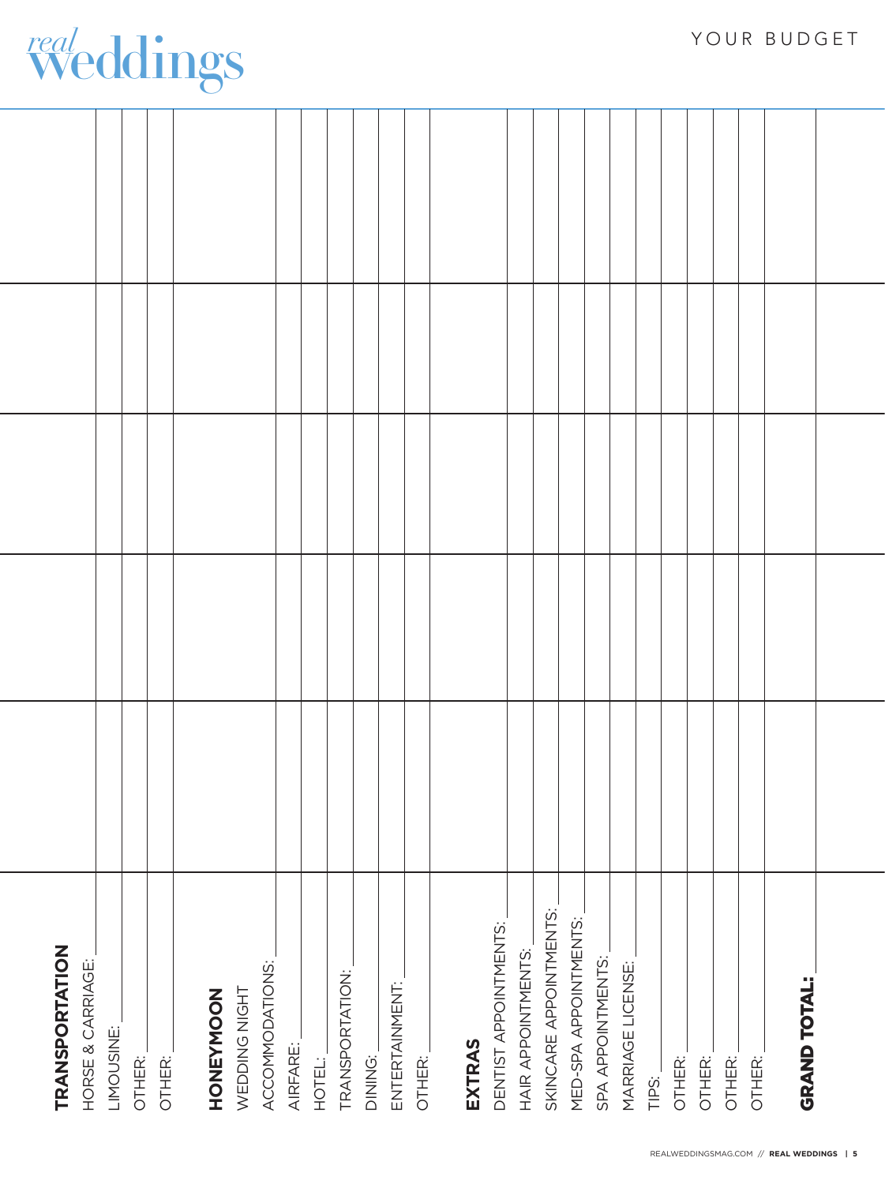# YOUR BUDGET

| | | | | | |
|---|---|---|---|---|---|
| **TRANSPORTATION** | | | | | |
| HORSE & CARRIAGE: | | | | | |
| LIMOUSINE: | | | | | |
| OTHER: | | | | | |
| OTHER: | | | | | |
| **HONEYMOON** | | | | | |
| WEDDING NIGHT ACCOMMODATIONS: | | | | | |
| AIRFARE: | | | | | |
| HOTEL: | | | | | |
| TRANSPORTATION: | | | | | |
| DINING: | | | | | |
| ENTERTAINMENT: | | | | | |
| OTHER: | | | | | |
| **EXTRAS** | | | | | |
| DENTIST APPOINTMENTS: | | | | | |
| HAIR APPOINTMENTS: | | | | | |
| SKINCARE APPOINTMENTS: | | | | | |
| MED-SPA APPOINTMENTS: | | | | | |
| SPA APPOINTMENTS: | | | | | |
| MARRIAGE LICENSE: | | | | | |
| TIPS: | | | | | |
| OTHER: | | | | | |
| OTHER: | | | | | |
| OTHER: | | | | | |
| OTHER: | | | | | |
| **GRAND TOTAL:** | | | | | |